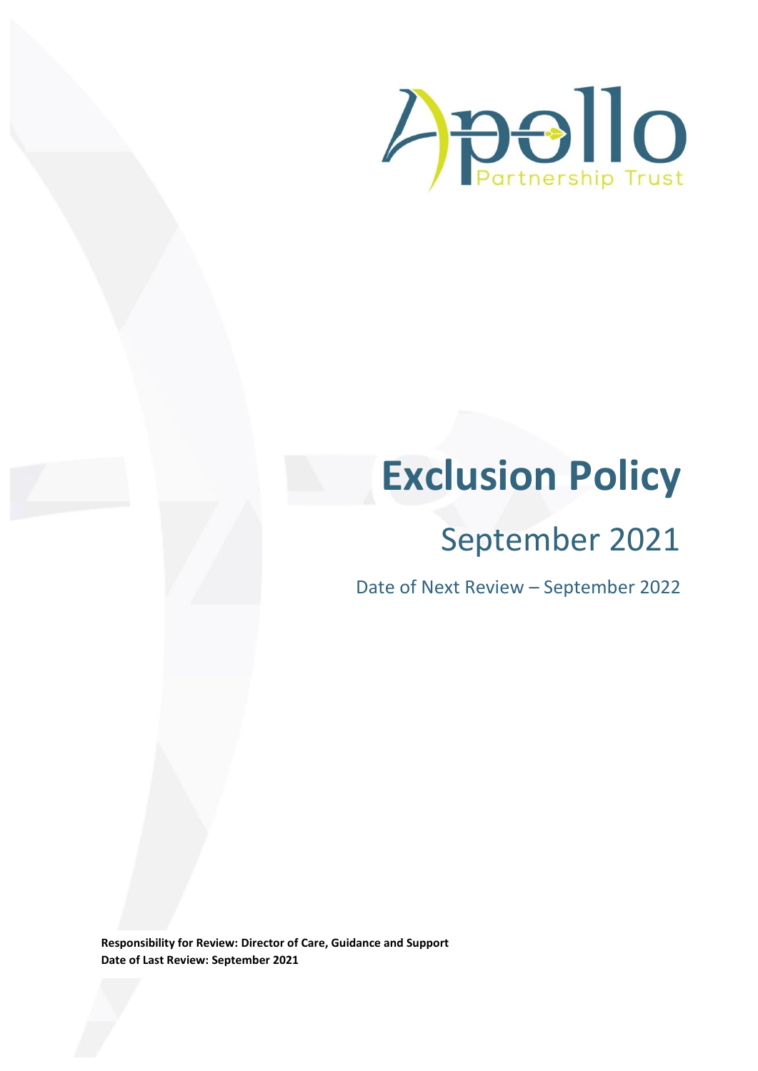Apollo Partnership Trust

# Exclusion Policy

## September 2021

Date of Next Review – September 2022

**Responsibility for Review: Director of Care, Guidance and Support**
**Date of Last Review: September 2021**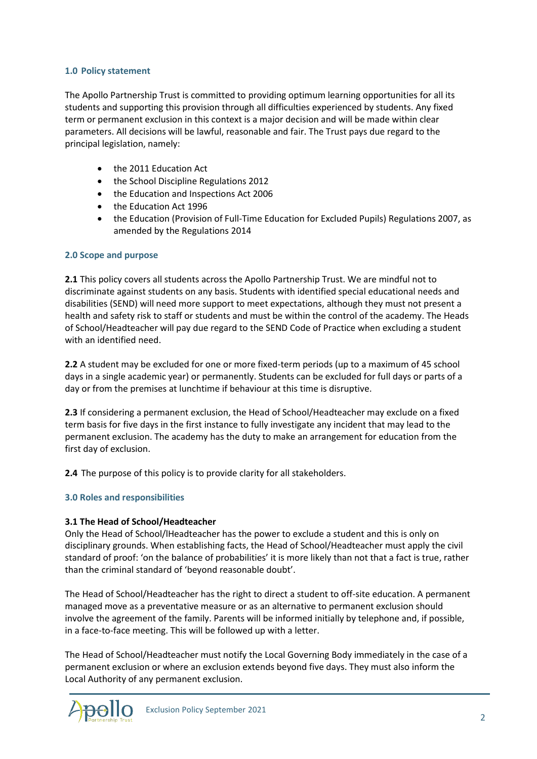### 1.0 Policy statement

The Apollo Partnership Trust is committed to providing optimum learning opportunities for all its students and supporting this provision through all difficulties experienced by students. Any fixed term or permanent exclusion in this context is a major decision and will be made within clear parameters. All decisions will be lawful, reasonable and fair. The Trust pays due regard to the principal legislation, namely:

- the 2011 Education Act
- the School Discipline Regulations 2012
- the Education and Inspections Act 2006
- the Education Act 1996
- the Education (Provision of Full-Time Education for Excluded Pupils) Regulations 2007, as amended by the Regulations 2014

### 2.0 Scope and purpose

**2.1** This policy covers all students across the Apollo Partnership Trust. We are mindful not to discriminate against students on any basis. Students with identified special educational needs and disabilities (SEND) will need more support to meet expectations, although they must not present a health and safety risk to staff or students and must be within the control of the academy. The Heads of School/Headteacher will pay due regard to the SEND Code of Practice when excluding a student with an identified need.

**2.2** A student may be excluded for one or more fixed-term periods (up to a maximum of 45 school days in a single academic year) or permanently. Students can be excluded for full days or parts of a day or from the premises at lunchtime if behaviour at this time is disruptive.

**2.3** If considering a permanent exclusion, the Head of School/Headteacher may exclude on a fixed term basis for five days in the first instance to fully investigate any incident that may lead to the permanent exclusion. The academy has the duty to make an arrangement for education from the first day of exclusion.

**2.4** The purpose of this policy is to provide clarity for all stakeholders.

### 3.0 Roles and responsibilities

**3.1 The Head of School/Headteacher**

Only the Head of School/lHeadteacher has the power to exclude a student and this is only on disciplinary grounds. When establishing facts, the Head of School/Headteacher must apply the civil standard of proof: 'on the balance of probabilities' it is more likely than not that a fact is true, rather than the criminal standard of 'beyond reasonable doubt'.

The Head of School/Headteacher has the right to direct a student to off-site education. A permanent managed move as a preventative measure or as an alternative to permanent exclusion should involve the agreement of the family. Parents will be informed initially by telephone and, if possible, in a face-to-face meeting. This will be followed up with a letter.

The Head of School/Headteacher must notify the Local Governing Body immediately in the case of a permanent exclusion or where an exclusion extends beyond five days. They must also inform the Local Authority of any permanent exclusion.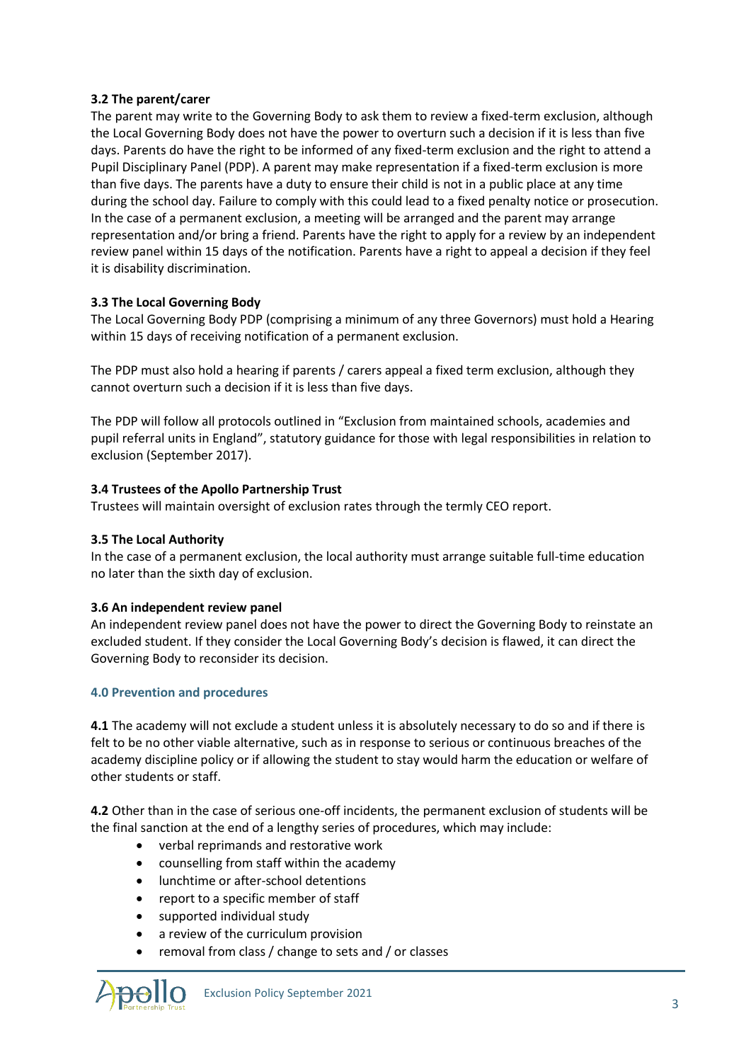### 3.2 The parent/carer

The parent may write to the Governing Body to ask them to review a fixed-term exclusion, although the Local Governing Body does not have the power to overturn such a decision if it is less than five days. Parents do have the right to be informed of any fixed-term exclusion and the right to attend a Pupil Disciplinary Panel (PDP). A parent may make representation if a fixed-term exclusion is more than five days. The parents have a duty to ensure their child is not in a public place at any time during the school day. Failure to comply with this could lead to a fixed penalty notice or prosecution. In the case of a permanent exclusion, a meeting will be arranged and the parent may arrange representation and/or bring a friend. Parents have the right to apply for a review by an independent review panel within 15 days of the notification. Parents have a right to appeal a decision if they feel it is disability discrimination.

### 3.3 The Local Governing Body

The Local Governing Body PDP (comprising a minimum of any three Governors) must hold a Hearing within 15 days of receiving notification of a permanent exclusion.

The PDP must also hold a hearing if parents / carers appeal a fixed term exclusion, although they cannot overturn such a decision if it is less than five days.

The PDP will follow all protocols outlined in "Exclusion from maintained schools, academies and pupil referral units in England", statutory guidance for those with legal responsibilities in relation to exclusion (September 2017).

### 3.4 Trustees of the Apollo Partnership Trust

Trustees will maintain oversight of exclusion rates through the termly CEO report.

### 3.5 The Local Authority

In the case of a permanent exclusion, the local authority must arrange suitable full-time education no later than the sixth day of exclusion.

### 3.6 An independent review panel

An independent review panel does not have the power to direct the Governing Body to reinstate an excluded student. If they consider the Local Governing Body's decision is flawed, it can direct the Governing Body to reconsider its decision.

## 4.0 Prevention and procedures

**4.1** The academy will not exclude a student unless it is absolutely necessary to do so and if there is felt to be no other viable alternative, such as in response to serious or continuous breaches of the academy discipline policy or if allowing the student to stay would harm the education or welfare of other students or staff.

**4.2** Other than in the case of serious one-off incidents, the permanent exclusion of students will be the final sanction at the end of a lengthy series of procedures, which may include:

- verbal reprimands and restorative work
- counselling from staff within the academy
- lunchtime or after-school detentions
- report to a specific member of staff
- supported individual study
- a review of the curriculum provision
- removal from class / change to sets and / or classes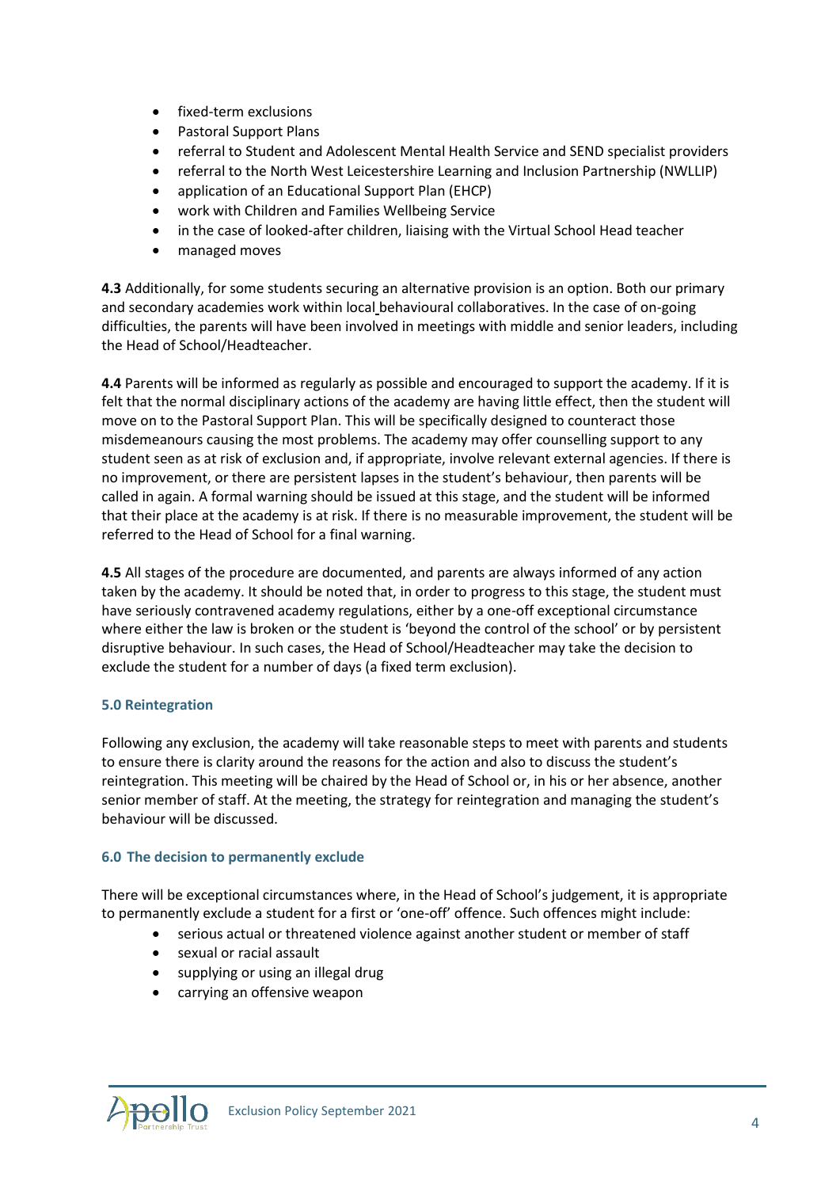- fixed-term exclusions
- Pastoral Support Plans
- referral to Student and Adolescent Mental Health Service and SEND specialist providers
- referral to the North West Leicestershire Learning and Inclusion Partnership (NWLLIP)
- application of an Educational Support Plan (EHCP)
- work with Children and Families Wellbeing Service
- in the case of looked-after children, liaising with the Virtual School Head teacher
- managed moves

**4.3** Additionally, for some students securing an alternative provision is an option. Both our primary and secondary academies work within local behavioural collaboratives. In the case of on-going difficulties, the parents will have been involved in meetings with middle and senior leaders, including the Head of School/Headteacher.

**4.4** Parents will be informed as regularly as possible and encouraged to support the academy. If it is felt that the normal disciplinary actions of the academy are having little effect, then the student will move on to the Pastoral Support Plan. This will be specifically designed to counteract those misdemeanours causing the most problems. The academy may offer counselling support to any student seen as at risk of exclusion and, if appropriate, involve relevant external agencies. If there is no improvement, or there are persistent lapses in the student's behaviour, then parents will be called in again. A formal warning should be issued at this stage, and the student will be informed that their place at the academy is at risk. If there is no measurable improvement, the student will be referred to the Head of School for a final warning.

**4.5** All stages of the procedure are documented, and parents are always informed of any action taken by the academy. It should be noted that, in order to progress to this stage, the student must have seriously contravened academy regulations, either by a one-off exceptional circumstance where either the law is broken or the student is 'beyond the control of the school' or by persistent disruptive behaviour. In such cases, the Head of School/Headteacher may take the decision to exclude the student for a number of days (a fixed term exclusion).

## 5.0 Reintegration

Following any exclusion, the academy will take reasonable steps to meet with parents and students to ensure there is clarity around the reasons for the action and also to discuss the student's reintegration. This meeting will be chaired by the Head of School or, in his or her absence, another senior member of staff. At the meeting, the strategy for reintegration and managing the student's behaviour will be discussed.

## 6.0 The decision to permanently exclude

There will be exceptional circumstances where, in the Head of School's judgement, it is appropriate to permanently exclude a student for a first or 'one-off' offence. Such offences might include:

- serious actual or threatened violence against another student or member of staff
- sexual or racial assault
- supplying or using an illegal drug
- carrying an offensive weapon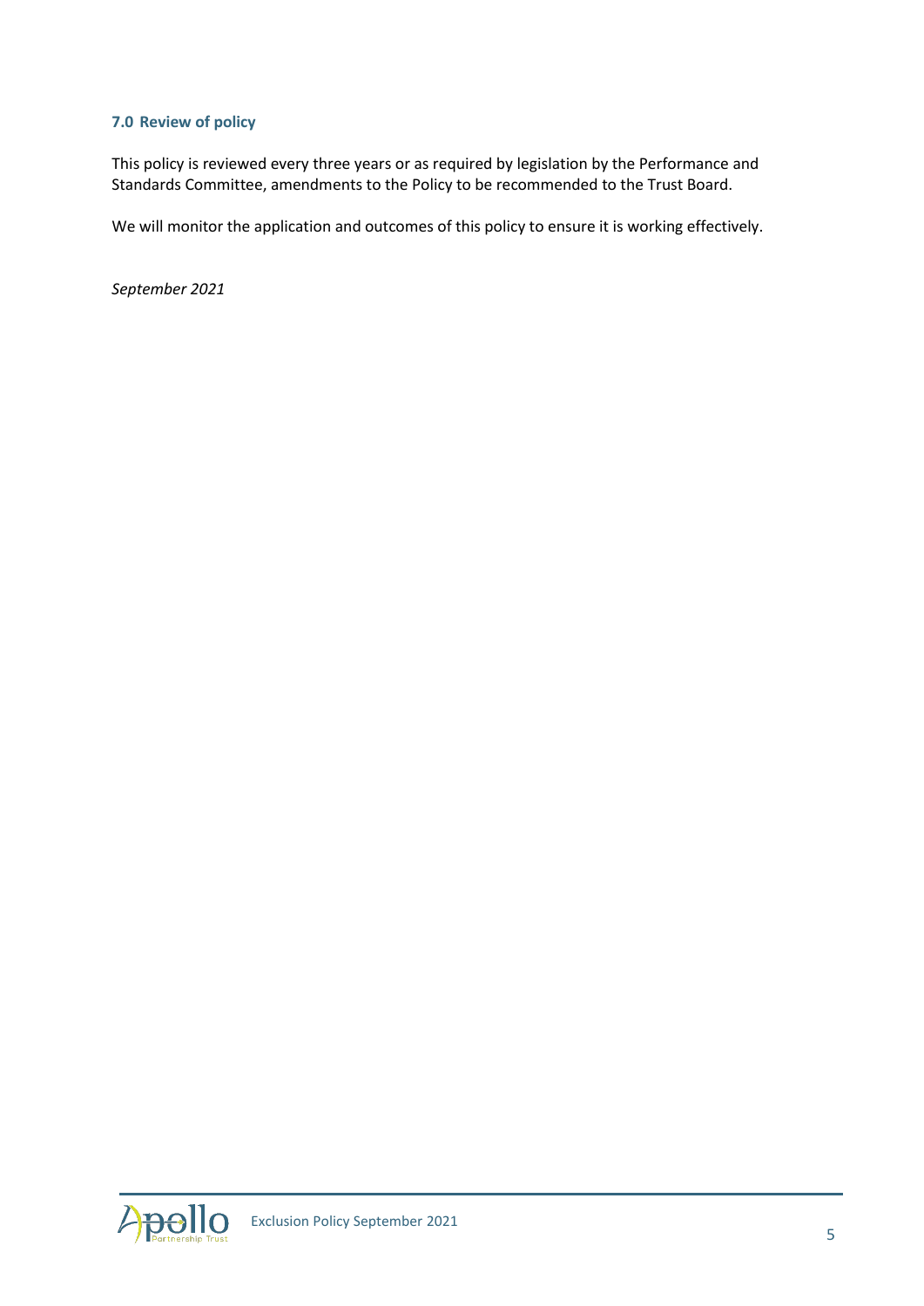### 7.0 Review of policy

This policy is reviewed every three years or as required by legislation by the Performance and Standards Committee, amendments to the Policy to be recommended to the Trust Board.

We will monitor the application and outcomes of this policy to ensure it is working effectively.

*September 2021*